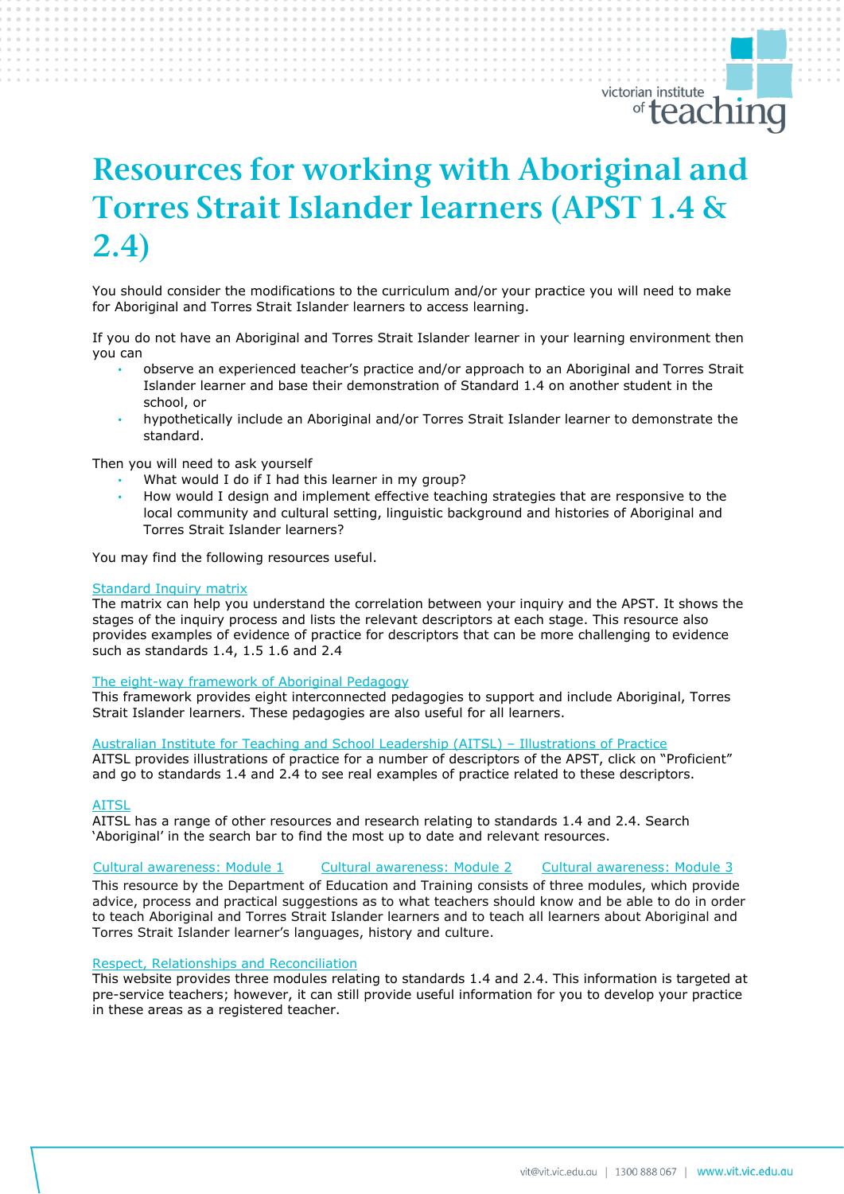# Resources for working with Aboriginal and Torres Strait Islander learners (APST 1.4 & 2.4)

You should consider the modifications to the curriculum and/or your practice you will need to make for Aboriginal and Torres Strait Islander learners to access learning.

If you do not have an Aboriginal and Torres Strait Islander learner in your learning environment then you can

- observe an experienced teacher's practice and/or approach to an Aboriginal and Torres Strait Islander learner and base their demonstration of Standard 1.4 on another student in the school, or
- hypothetically include an Aboriginal and/or Torres Strait Islander learner to demonstrate the standard.

Then you will need to ask yourself

- What would I do if I had this learner in my group?
- How would I design and implement effective teaching strategies that are responsive to the local community and cultural setting, linguistic background and histories of Aboriginal and Torres Strait Islander learners?

You may find the following resources useful.

Standard Inquiry matrix
The matrix can help you understand the correlation between your inquiry and the APST. It shows the stages of the inquiry process and lists the relevant descriptors at each stage. This resource also provides examples of evidence of practice for descriptors that can be more challenging to evidence such as standards 1.4, 1.5 1.6 and 2.4

The eight-way framework of Aboriginal Pedagogy
This framework provides eight interconnected pedagogies to support and include Aboriginal, Torres Strait Islander learners. These pedagogies are also useful for all learners.

Australian Institute for Teaching and School Leadership (AITSL) – Illustrations of Practice
AITSL provides illustrations of practice for a number of descriptors of the APST, click on "Proficient" and go to standards 1.4 and 2.4 to see real examples of practice related to these descriptors.

AITSL
AITSL has a range of other resources and research relating to standards 1.4 and 2.4. Search 'Aboriginal' in the search bar to find the most up to date and relevant resources.

Cultural awareness: Module 1 Cultural awareness: Module 2 Cultural awareness: Module 3
This resource by the Department of Education and Training consists of three modules, which provide advice, process and practical suggestions as to what teachers should know and be able to do in order to teach Aboriginal and Torres Strait Islander learners and to teach all learners about Aboriginal and Torres Strait Islander learner's languages, history and culture.

Respect, Relationships and Reconciliation
This website provides three modules relating to standards 1.4 and 2.4. This information is targeted at pre-service teachers; however, it can still provide useful information for you to develop your practice in these areas as a registered teacher.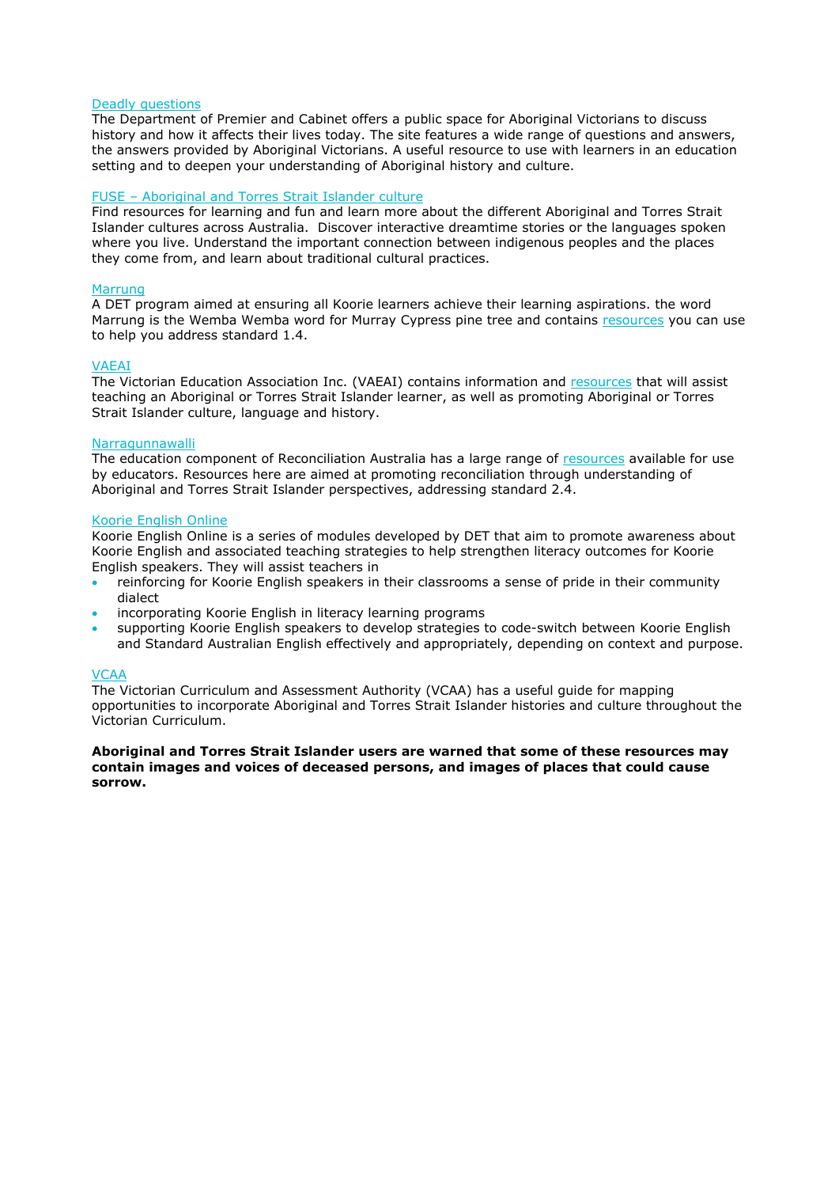[Deadly questions](#)
The Department of Premier and Cabinet offers a public space for Aboriginal Victorians to discuss history and how it affects their lives today. The site features a wide range of questions and answers, the answers provided by Aboriginal Victorians. A useful resource to use with learners in an education setting and to deepen your understanding of Aboriginal history and culture.

[FUSE – Aboriginal and Torres Strait Islander culture](#)
Find resources for learning and fun and learn more about the different Aboriginal and Torres Strait Islander cultures across Australia. Discover interactive dreamtime stories or the languages spoken where you live. Understand the important connection between indigenous peoples and the places they come from, and learn about traditional cultural practices.

[Marrung](#)
A DET program aimed at ensuring all Koorie learners achieve their learning aspirations. the word Marrung is the Wemba Wemba word for Murray Cypress pine tree and contains [resources](#) you can use to help you address standard 1.4.

[VAEAI](#)
The Victorian Education Association Inc. (VAEAI) contains information and [resources](#) that will assist teaching an Aboriginal or Torres Strait Islander learner, as well as promoting Aboriginal or Torres Strait Islander culture, language and history.

[Narragunnawalli](#)
The education component of Reconciliation Australia has a large range of [resources](#) available for use by educators. Resources here are aimed at promoting reconciliation through understanding of Aboriginal and Torres Strait Islander perspectives, addressing standard 2.4.

[Koorie English Online](#)
Koorie English Online is a series of modules developed by DET that aim to promote awareness about Koorie English and associated teaching strategies to help strengthen literacy outcomes for Koorie English speakers. They will assist teachers in

- reinforcing for Koorie English speakers in their classrooms a sense of pride in their community dialect
- incorporating Koorie English in literacy learning programs
- supporting Koorie English speakers to develop strategies to code-switch between Koorie English and Standard Australian English effectively and appropriately, depending on context and purpose.

[VCAA](#)
The Victorian Curriculum and Assessment Authority (VCAA) has a useful guide for mapping opportunities to incorporate Aboriginal and Torres Strait Islander histories and culture throughout the Victorian Curriculum.

**Aboriginal and Torres Strait Islander users are warned that some of these resources may contain images and voices of deceased persons, and images of places that could cause sorrow.**